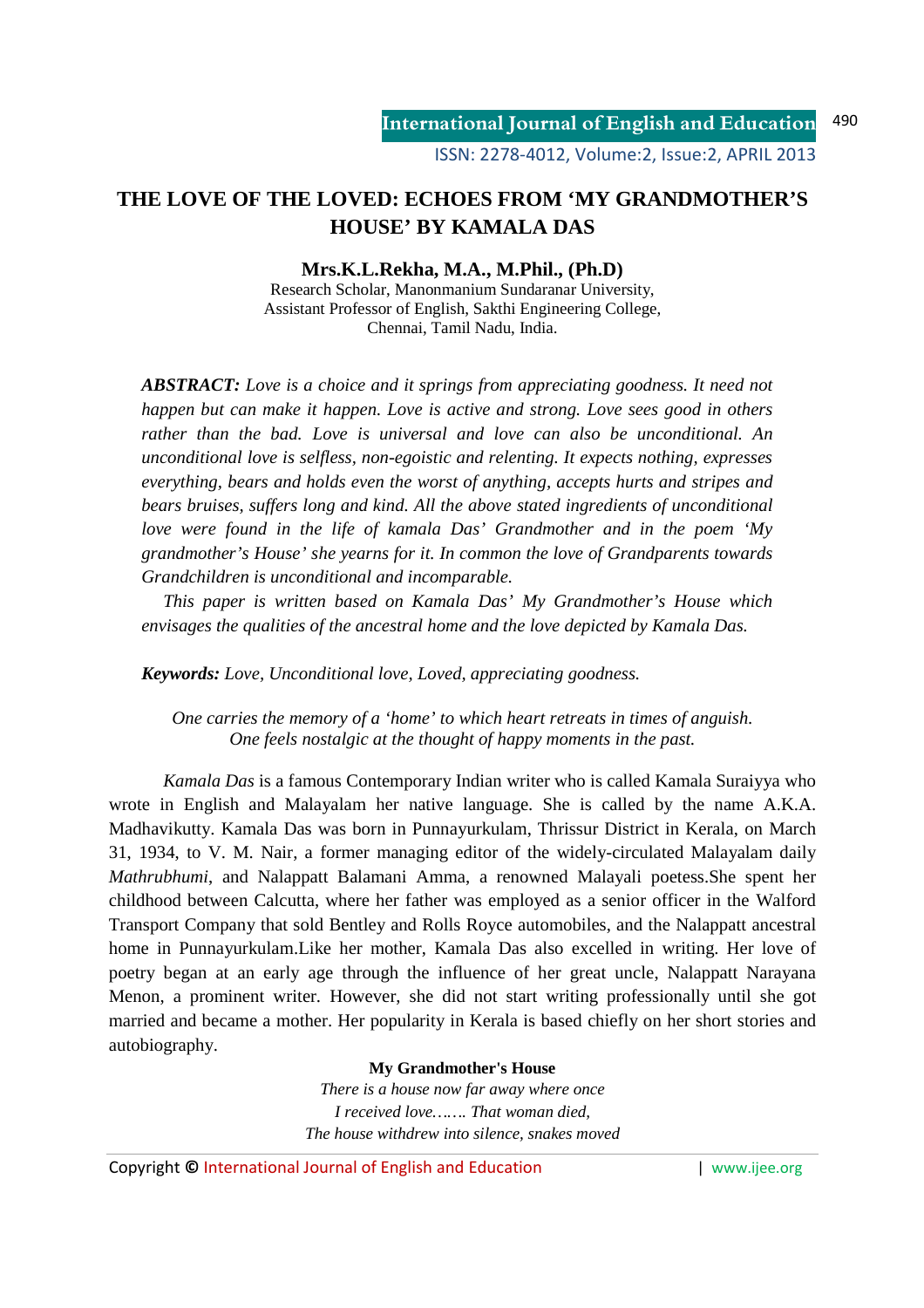# THE LOVE OF THE LOVED: ECHOES FROM 'MY GRANDMOTHER'S HOUSE' BY KAMALA DAS

**Mrs.K.L.Rekha, M.A., M.Phil., (Ph.D)**
Research Scholar, Manonmanium Sundaranar University,
Assistant Professor of English, Sakthi Engineering College,
Chennai, Tamil Nadu, India.

***ABSTRACT:*** *Love is a choice and it springs from appreciating goodness. It need not happen but can make it happen. Love is active and strong. Love sees good in others rather than the bad. Love is universal and love can also be unconditional. An unconditional love is selfless, non-egoistic and relenting. It expects nothing, expresses everything, bears and holds even the worst of anything, accepts hurts and stripes and bears bruises, suffers long and kind. All the above stated ingredients of unconditional love were found in the life of kamala Das' Grandmother and in the poem 'My grandmother's House' she yearns for it. In common the love of Grandparents towards Grandchildren is unconditional and incomparable.*

*This paper is written based on Kamala Das' My Grandmother's House which envisages the qualities of the ancestral home and the love depicted by Kamala Das.*

***Keywords:*** *Love, Unconditional love, Loved, appreciating goodness.*

*One carries the memory of a 'home' to which heart retreats in times of anguish.*
*One feels nostalgic at the thought of happy moments in the past.*

*Kamala Das* is a famous Contemporary Indian writer who is called Kamala Suraiyya who wrote in English and Malayalam her native language. She is called by the name A.K.A. Madhavikutty. Kamala Das was born in Punnayurkulam, Thrissur District in Kerala, on March 31, 1934, to V. M. Nair, a former managing editor of the widely-circulated Malayalam daily *Mathrubhumi*, and Nalappatt Balamani Amma, a renowned Malayali poetess.She spent her childhood between Calcutta, where her father was employed as a senior officer in the Walford Transport Company that sold Bentley and Rolls Royce automobiles, and the Nalappatt ancestral home in Punnayurkulam.Like her mother, Kamala Das also excelled in writing. Her love of poetry began at an early age through the influence of her great uncle, Nalappatt Narayana Menon, a prominent writer. However, she did not start writing professionally until she got married and became a mother. Her popularity in Kerala is based chiefly on her short stories and autobiography.

**My Grandmother's House**

*There is a house now far away where once*
*I received love……. That woman died,*
*The house withdrew into silence, snakes moved*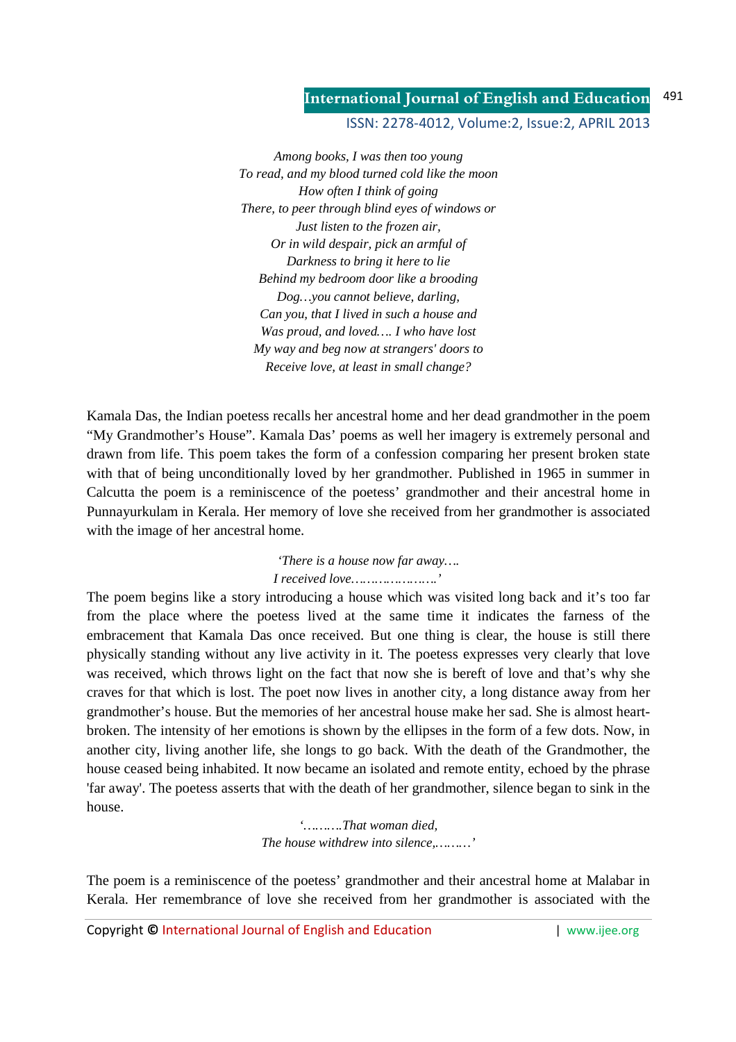*Among books, I was then too young*  
*To read, and my blood turned cold like the moon*  
*How often I think of going*  
*There, to peer through blind eyes of windows or*  
*Just listen to the frozen air,*  
*Or in wild despair, pick an armful of*  
*Darkness to bring it here to lie*  
*Behind my bedroom door like a brooding*  
*Dog…you cannot believe, darling,*  
*Can you, that I lived in such a house and*  
*Was proud, and loved…. I who have lost*  
*My way and beg now at strangers' doors to*  
*Receive love, at least in small change?*

Kamala Das, the Indian poetess recalls her ancestral home and her dead grandmother in the poem "My Grandmother's House". Kamala Das' poems as well her imagery is extremely personal and drawn from life. This poem takes the form of a confession comparing her present broken state with that of being unconditionally loved by her grandmother. Published in 1965 in summer in Calcutta the poem is a reminiscence of the poetess' grandmother and their ancestral home in Punnayurkulam in Kerala. Her memory of love she received from her grandmother is associated with the image of her ancestral home.

*'There is a house now far away….*  
*I received love………………….'*

The poem begins like a story introducing a house which was visited long back and it's too far from the place where the poetess lived at the same time it indicates the farness of the embracement that Kamala Das once received. But one thing is clear, the house is still there physically standing without any live activity in it. The poetess expresses very clearly that love was received, which throws light on the fact that now she is bereft of love and that's why she craves for that which is lost. The poet now lives in another city, a long distance away from her grandmother's house. But the memories of her ancestral house make her sad. She is almost heart-broken. The intensity of her emotions is shown by the ellipses in the form of a few dots. Now, in another city, living another life, she longs to go back. With the death of the Grandmother, the house ceased being inhabited. It now became an isolated and remote entity, echoed by the phrase 'far away'. The poetess asserts that with the death of her grandmother, silence began to sink in the house.

*'……….That woman died,*  
*The house withdrew into silence,………'*

The poem is a reminiscence of the poetess' grandmother and their ancestral home at Malabar in Kerala. Her remembrance of love she received from her grandmother is associated with the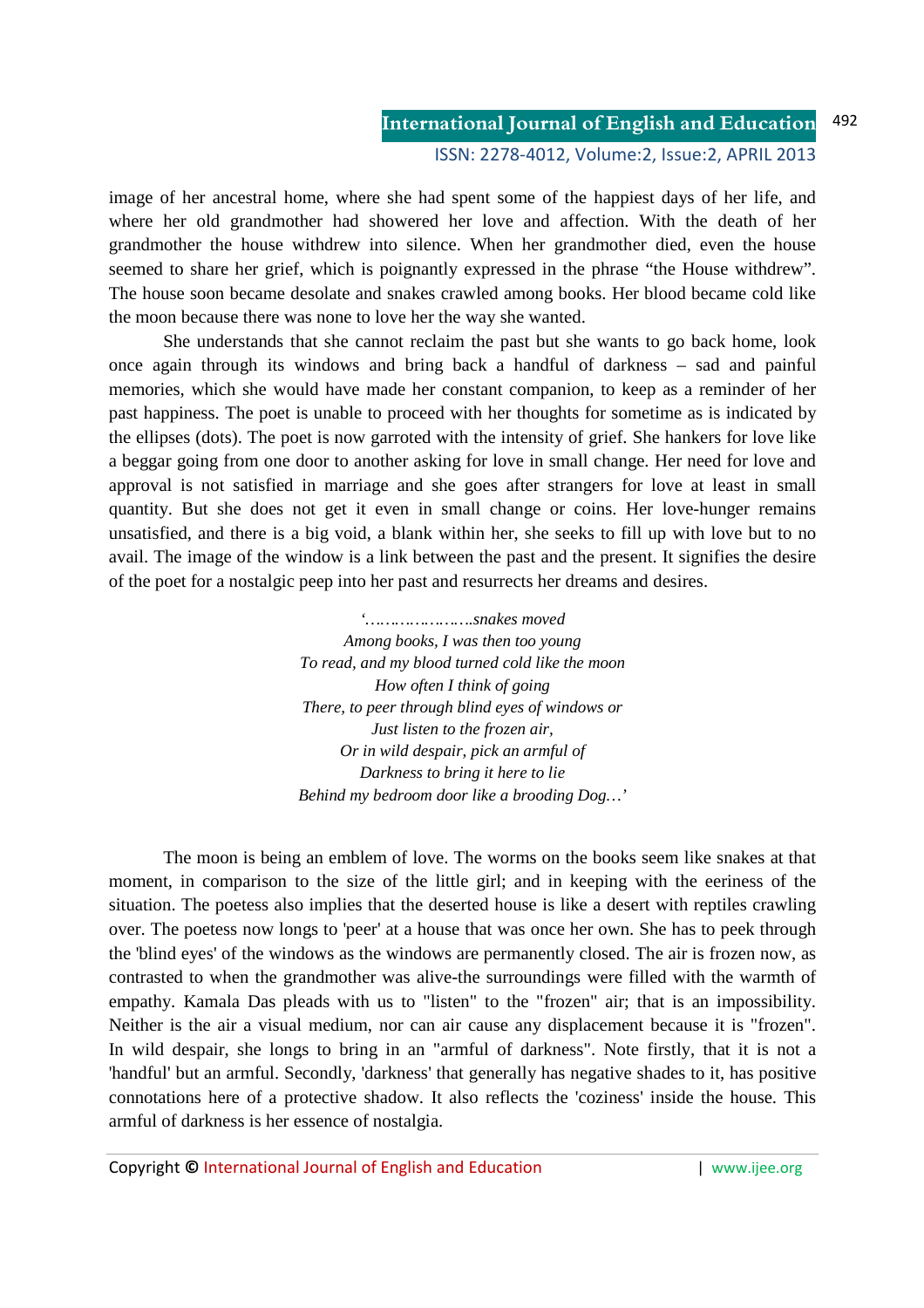image of her ancestral home, where she had spent some of the happiest days of her life, and where her old grandmother had showered her love and affection. With the death of her grandmother the house withdrew into silence. When her grandmother died, even the house seemed to share her grief, which is poignantly expressed in the phrase "the House withdrew". The house soon became desolate and snakes crawled among books. Her blood became cold like the moon because there was none to love her the way she wanted.

She understands that she cannot reclaim the past but she wants to go back home, look once again through its windows and bring back a handful of darkness – sad and painful memories, which she would have made her constant companion, to keep as a reminder of her past happiness. The poet is unable to proceed with her thoughts for sometime as is indicated by the ellipses (dots). The poet is now garroted with the intensity of grief. She hankers for love like a beggar going from one door to another asking for love in small change. Her need for love and approval is not satisfied in marriage and she goes after strangers for love at least in small quantity. But she does not get it even in small change or coins. Her love-hunger remains unsatisfied, and there is a big void, a blank within her, she seeks to fill up with love but to no avail. The image of the window is a link between the past and the present. It signifies the desire of the poet for a nostalgic peep into her past and resurrects her dreams and desires.

*'…………………snakes moved*
*Among books, I was then too young*
*To read, and my blood turned cold like the moon*
*How often I think of going*
*There, to peer through blind eyes of windows or*
*Just listen to the frozen air,*
*Or in wild despair, pick an armful of*
*Darkness to bring it here to lie*
*Behind my bedroom door like a brooding Dog…'*

The moon is being an emblem of love. The worms on the books seem like snakes at that moment, in comparison to the size of the little girl; and in keeping with the eeriness of the situation. The poetess also implies that the deserted house is like a desert with reptiles crawling over. The poetess now longs to 'peer' at a house that was once her own. She has to peek through the 'blind eyes' of the windows as the windows are permanently closed. The air is frozen now, as contrasted to when the grandmother was alive-the surroundings were filled with the warmth of empathy. Kamala Das pleads with us to "listen" to the "frozen" air; that is an impossibility. Neither is the air a visual medium, nor can air cause any displacement because it is "frozen". In wild despair, she longs to bring in an "armful of darkness". Note firstly, that it is not a 'handful' but an armful. Secondly, 'darkness' that generally has negative shades to it, has positive connotations here of a protective shadow. It also reflects the 'coziness' inside the house. This armful of darkness is her essence of nostalgia.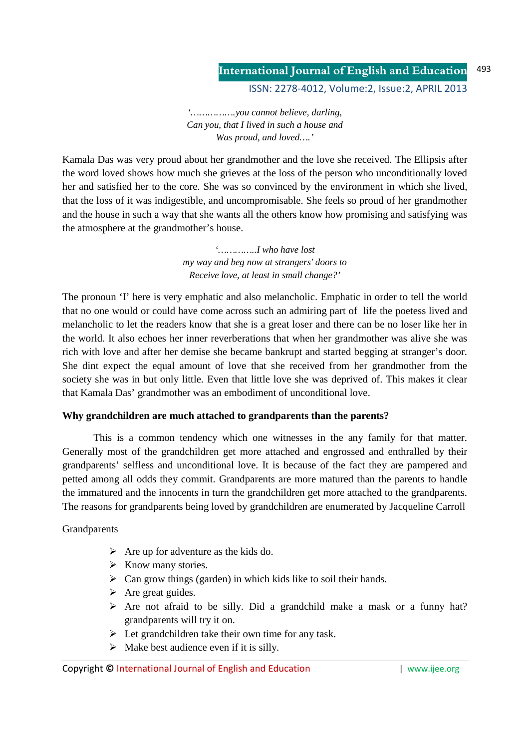*'…………….you cannot believe, darling,*
*Can you, that I lived in such a house and*
*Was proud, and loved….'*

Kamala Das was very proud about her grandmother and the love she received. The Ellipsis after the word loved shows how much she grieves at the loss of the person who unconditionally loved her and satisfied her to the core. She was so convinced by the environment in which she lived, that the loss of it was indigestible, and uncompromisable. She feels so proud of her grandmother and the house in such a way that she wants all the others know how promising and satisfying was the atmosphere at the grandmother's house.

*'………….I who have lost*
*my way and beg now at strangers' doors to*
*Receive love, at least in small change?'*

The pronoun 'I' here is very emphatic and also melancholic. Emphatic in order to tell the world that no one would or could have come across such an admiring part of life the poetess lived and melancholic to let the readers know that she is a great loser and there can be no loser like her in the world. It also echoes her inner reverberations that when her grandmother was alive she was rich with love and after her demise she became bankrupt and started begging at stranger's door. She dint expect the equal amount of love that she received from her grandmother from the society she was in but only little. Even that little love she was deprived of. This makes it clear that Kamala Das' grandmother was an embodiment of unconditional love.

**Why grandchildren are much attached to grandparents than the parents?**

This is a common tendency which one witnesses in the any family for that matter. Generally most of the grandchildren get more attached and engrossed and enthralled by their grandparents' selfless and unconditional love. It is because of the fact they are pampered and petted among all odds they commit. Grandparents are more matured than the parents to handle the immatured and the innocents in turn the grandchildren get more attached to the grandparents. The reasons for grandparents being loved by grandchildren are enumerated by Jacqueline Carroll

Grandparents

- Are up for adventure as the kids do.
- Know many stories.
- Can grow things (garden) in which kids like to soil their hands.
- Are great guides.
- Are not afraid to be silly. Did a grandchild make a mask or a funny hat? grandparents will try it on.
- Let grandchildren take their own time for any task.
- Make best audience even if it is silly.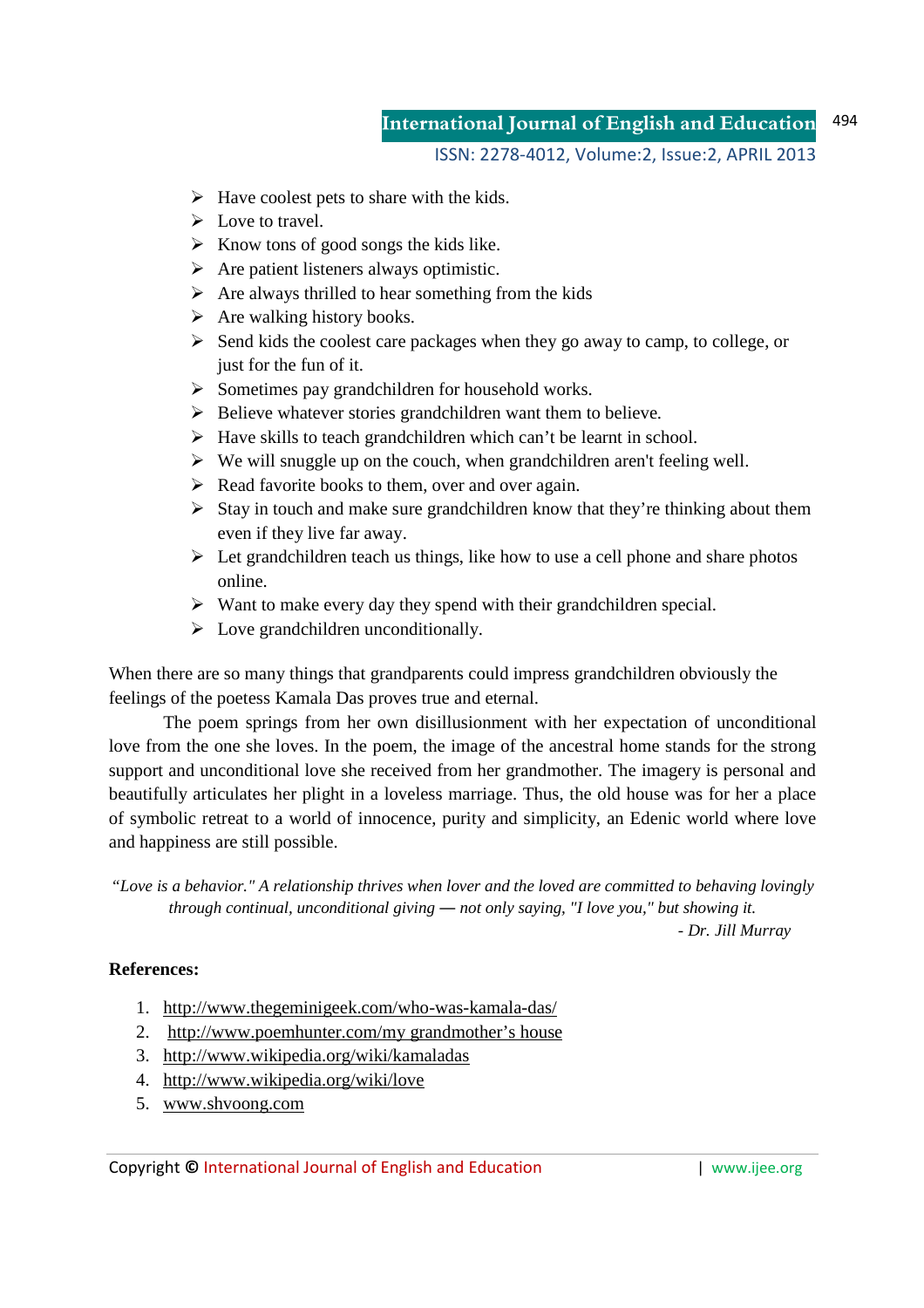- Have coolest pets to share with the kids.
- Love to travel.
- Know tons of good songs the kids like.
- Are patient listeners always optimistic.
- Are always thrilled to hear something from the kids
- Are walking history books.
- Send kids the coolest care packages when they go away to camp, to college, or just for the fun of it.
- Sometimes pay grandchildren for household works.
- Believe whatever stories grandchildren want them to believe.
- Have skills to teach grandchildren which can't be learnt in school.
- We will snuggle up on the couch, when grandchildren aren't feeling well.
- Read favorite books to them, over and over again.
- Stay in touch and make sure grandchildren know that they're thinking about them even if they live far away.
- Let grandchildren teach us things, like how to use a cell phone and share photos online.
- Want to make every day they spend with their grandchildren special.
- Love grandchildren unconditionally.

When there are so many things that grandparents could impress grandchildren obviously the feelings of the poetess Kamala Das proves true and eternal.

The poem springs from her own disillusionment with her expectation of unconditional love from the one she loves. In the poem, the image of the ancestral home stands for the strong support and unconditional love she received from her grandmother. The imagery is personal and beautifully articulates her plight in a loveless marriage. Thus, the old house was for her a place of symbolic retreat to a world of innocence, purity and simplicity, an Edenic world where love and happiness are still possible.

*"Love is a behavior." A relationship thrives when lover and the loved are committed to behaving lovingly through continual, unconditional giving — not only saying, "I love you," but showing it.*

*- Dr. Jill Murray*

**References:**

1. http://www.thegeminigeek.com/who-was-kamala-das/
2. http://www.poemhunter.com/my grandmother's house
3. http://www.wikipedia.org/wiki/kamaladas
4. http://www.wikipedia.org/wiki/love
5. www.shvoong.com